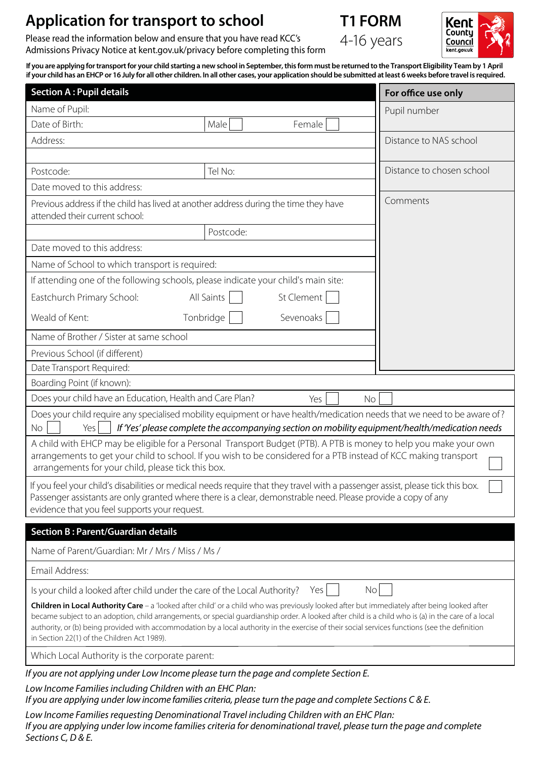# Application for transport to school

**T1 FORM**

4-16 years

Kent County Council kent.gov.uk

Please read the information below and ensure that you have read KCC's Admissions Privacy Notice at kent.gov.uk/privacy before completing this form

**If you are applying for transport for your child starting a new school in September, this form must be returned to the Transport Eligibility Team by 1 April if your child has an EHCP or 16 July for all other children. In all other cases, your application should be submitted at least 6 weeks before travel is required.**

## Section A : Pupil details

| | | |
|---|---|---|
| Name of Pupil: | | |
| Date of Birth: | Male ☐ | Female ☐ |
| Address: | | |
| | | |
| Postcode: | Tel No: | |
| Date moved to this address: | | |
| Previous address if the child has lived at another address during the time they have attended their current school: | | |
| | Postcode: | |
| Date moved to this address: | | |
| Name of School to which transport is required: | | |
| If attending one of the following schools, please indicate your child's main site: | | |
| Eastchurch Primary School: | All Saints ☐ | St Clement ☐ |
| Weald of Kent: | Tonbridge ☐ | Sevenoaks ☐ |
| Name of Brother / Sister at same school | | |
| Previous School (if different) | | |
| Date Transport Required: | | |
| Boarding Point (if known): | | |
| Does your child have an Education, Health and Care Plan? | Yes ☐ | No ☐ |

**For office use only**

| |
|---|
| Pupil number |
| Distance to NAS school |
| Distance to chosen school |
| Comments |

Does your child require any specialised mobility equipment or have health/medication needs that we need to be aware of?
No ☐ Yes ☐ *If 'Yes' please complete the accompanying section on mobility equipment/health/medication needs*

A child with EHCP may be eligible for a Personal Transport Budget (PTB). A PTB is money to help you make your own arrangements to get your child to school. If you wish to be considered for a PTB instead of KCC making transport arrangements for your child, please tick this box. ☐

If you feel your child's disabilities or medical needs require that they travel with a passenger assist, please tick this box. ☐
Passenger assistants are only granted where there is a clear, demonstrable need. Please provide a copy of any evidence that you feel supports your request.

## Section B : Parent/Guardian details

Name of Parent/Guardian: Mr / Mrs / Miss / Ms /

Email Address:

Is your child a looked after child under the care of the Local Authority? Yes ☐ No ☐

**Children in Local Authority Care** – a 'looked after child' or a child who was previously looked after but immediately after being looked after became subject to an adoption, child arrangements, or special guardianship order. A looked after child is a child who is (a) in the care of a local authority, or (b) being provided with accommodation by a local authority in the exercise of their social services functions (see the definition in Section 22(1) of the Children Act 1989).

Which Local Authority is the corporate parent:

*If you are not applying under Low Income please turn the page and complete Section E.*

*Low Income Families including Children with an EHC Plan:*
*If you are applying under low income families criteria, please turn the page and complete Sections C & E.*

*Low Income Families requesting Denominational Travel including Children with an EHC Plan:*
*If you are applying under low income families criteria for denominational travel, please turn the page and complete Sections C, D & E.*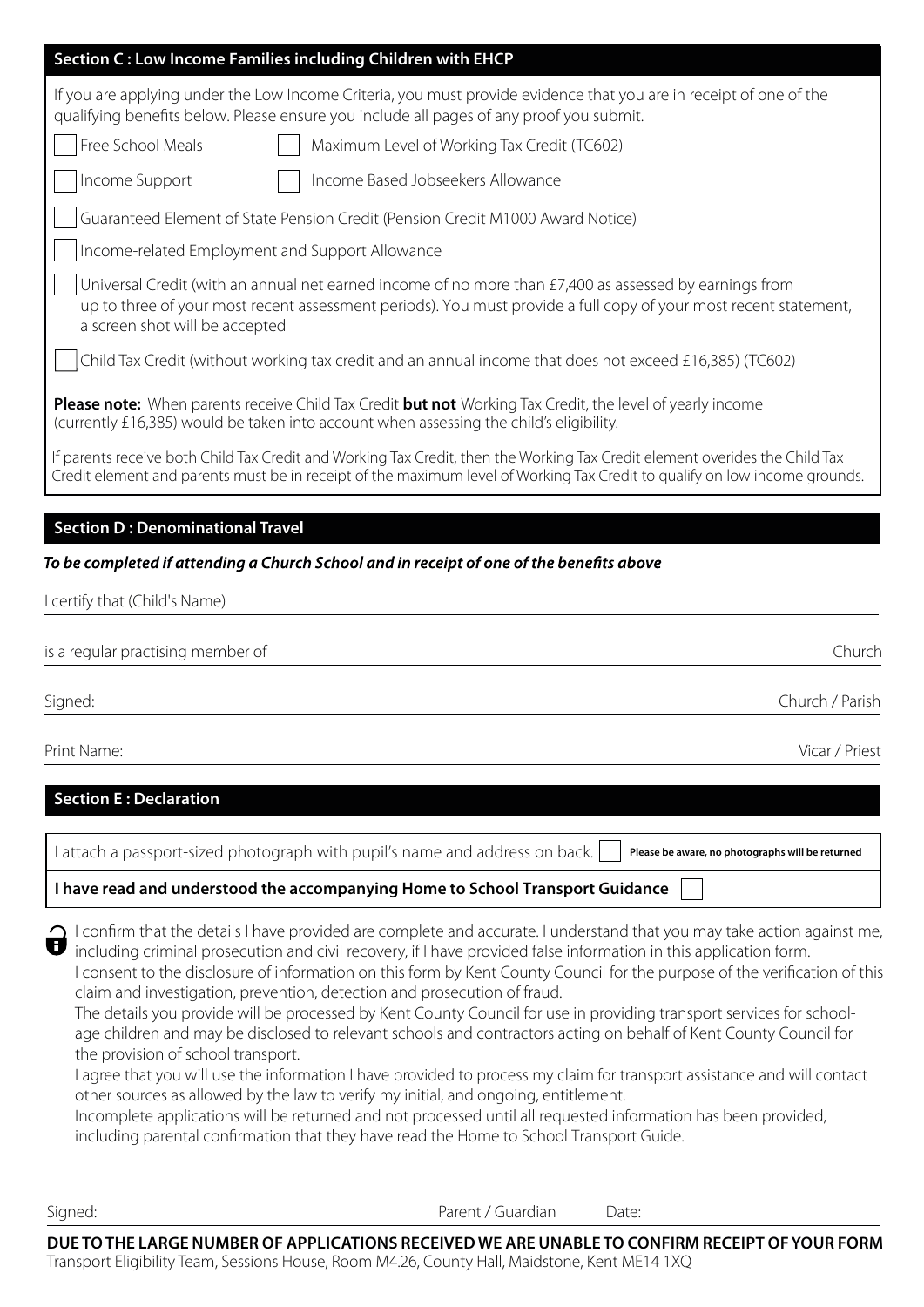## Section C : Low Income Families including Children with EHCP

If you are applying under the Low Income Criteria, you must provide evidence that you are in receipt of one of the qualifying benefits below. Please ensure you include all pages of any proof you submit.

- [ ] Free School Meals
- [ ] Maximum Level of Working Tax Credit (TC602)
- [ ] Income Support
- [ ] Income Based Jobseekers Allowance
- [ ] Guaranteed Element of State Pension Credit (Pension Credit M1000 Award Notice)
- [ ] Income-related Employment and Support Allowance
- [ ] Universal Credit (with an annual net earned income of no more than £7,400 as assessed by earnings from up to three of your most recent assessment periods). You must provide a full copy of your most recent statement, a screen shot will be accepted
- [ ] Child Tax Credit (without working tax credit and an annual income that does not exceed £16,385) (TC602)

**Please note:** When parents receive Child Tax Credit **but not** Working Tax Credit, the level of yearly income (currently £16,385) would be taken into account when assessing the child's eligibility.

If parents receive both Child Tax Credit and Working Tax Credit, then the Working Tax Credit element overides the Child Tax Credit element and parents must be in receipt of the maximum level of Working Tax Credit to qualify on low income grounds.

## Section D : Denominational Travel

***To be completed if attending a Church School and in receipt of one of the benefits above***

I certify that (Child's Name) ______________________________

is a regular practising member of ______________________________ Church

Signed: ______________________________ Church / Parish

Print Name: ______________________________ Vicar / Priest

## Section E : Declaration

I attach a passport-sized photograph with pupil's name and address on back. [ ] **Please be aware, no photographs will be returned**

**I have read and understood the accompanying Home to School Transport Guidance** [ ]

I confirm that the details I have provided are complete and accurate. I understand that you may take action against me, including criminal prosecution and civil recovery, if I have provided false information in this application form.
I consent to the disclosure of information on this form by Kent County Council for the purpose of the verification of this claim and investigation, prevention, detection and prosecution of fraud.
The details you provide will be processed by Kent County Council for use in providing transport services for school-age children and may be disclosed to relevant schools and contractors acting on behalf of Kent County Council for the provision of school transport.
I agree that you will use the information I have provided to process my claim for transport assistance and will contact other sources as allowed by the law to verify my initial, and ongoing, entitlement.
Incomplete applications will be returned and not processed until all requested information has been provided, including parental confirmation that they have read the Home to School Transport Guide.

Signed: ______________________________ Parent / Guardian Date: ______________

**DUE TO THE LARGE NUMBER OF APPLICATIONS RECEIVED WE ARE UNABLE TO CONFIRM RECEIPT OF YOUR FORM**
Transport Eligibility Team, Sessions House, Room M4.26, County Hall, Maidstone, Kent ME14 1XQ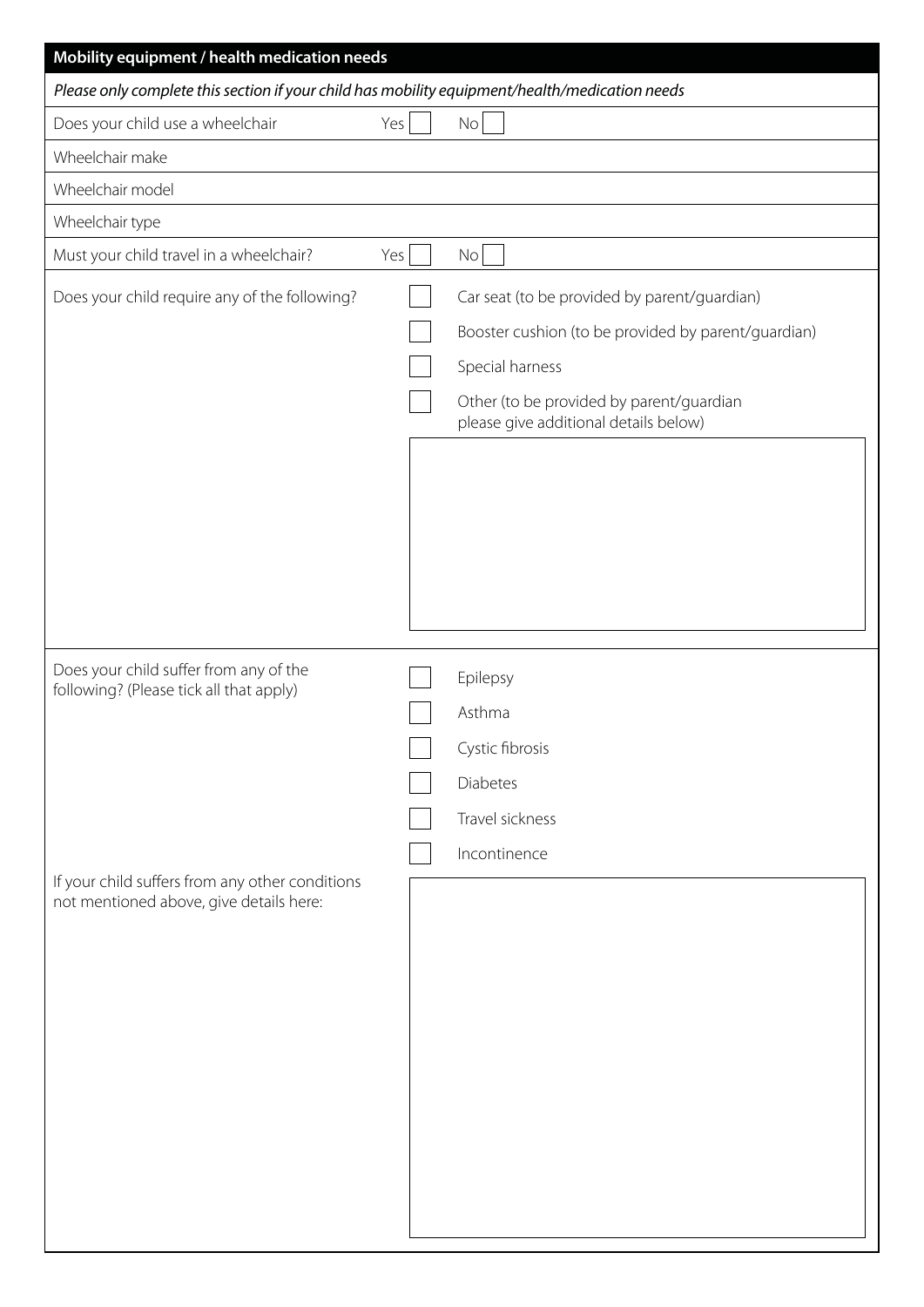## Mobility equipment / health medication needs

*Please only complete this section if your child has mobility equipment/health/medication needs*

| | |
|---|---|
| Does your child use a wheelchair | Yes ☐ No ☐ |
| Wheelchair make | |
| Wheelchair model | |
| Wheelchair type | |
| Must your child travel in a wheelchair? | Yes ☐ No ☐ |

Does your child require any of the following?

- ☐ Car seat (to be provided by parent/guardian)
- ☐ Booster cushion (to be provided by parent/guardian)
- ☐ Special harness
- ☐ Other (to be provided by parent/guardian please give additional details below)

Does your child suffer from any of the following? (Please tick all that apply)

- ☐ Epilepsy
- ☐ Asthma
- ☐ Cystic fibrosis
- ☐ Diabetes
- ☐ Travel sickness
- ☐ Incontinence

If your child suffers from any other conditions not mentioned above, give details here: